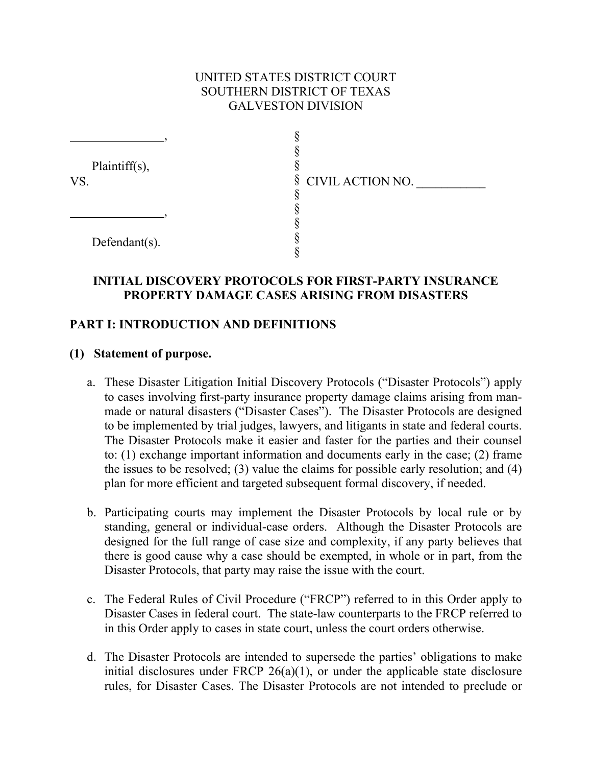UNITED STATES DISTRICT COURT
SOUTHERN DISTRICT OF TEXAS
GALVESTON DIVISION

| | | |
|---|---|---|
| _______________, | § | |
| | § | |
| Plaintiff(s), | § | |
| VS. | § | CIVIL ACTION NO. ___________ |
| | § | |
| _______________, | § | |
| | § | |
| Defendant(s). | § | |
| | § | |

**INITIAL DISCOVERY PROTOCOLS FOR FIRST-PARTY INSURANCE PROPERTY DAMAGE CASES ARISING FROM DISASTERS**

## PART I: INTRODUCTION AND DEFINITIONS

### (1) Statement of purpose.

a. These Disaster Litigation Initial Discovery Protocols ("Disaster Protocols") apply to cases involving first-party insurance property damage claims arising from man-made or natural disasters ("Disaster Cases"). The Disaster Protocols are designed to be implemented by trial judges, lawyers, and litigants in state and federal courts. The Disaster Protocols make it easier and faster for the parties and their counsel to: (1) exchange important information and documents early in the case; (2) frame the issues to be resolved; (3) value the claims for possible early resolution; and (4) plan for more efficient and targeted subsequent formal discovery, if needed.

b. Participating courts may implement the Disaster Protocols by local rule or by standing, general or individual-case orders. Although the Disaster Protocols are designed for the full range of case size and complexity, if any party believes that there is good cause why a case should be exempted, in whole or in part, from the Disaster Protocols, that party may raise the issue with the court.

c. The Federal Rules of Civil Procedure ("FRCP") referred to in this Order apply to Disaster Cases in federal court. The state-law counterparts to the FRCP referred to in this Order apply to cases in state court, unless the court orders otherwise.

d. The Disaster Protocols are intended to supersede the parties' obligations to make initial disclosures under FRCP 26(a)(1), or under the applicable state disclosure rules, for Disaster Cases. The Disaster Protocols are not intended to preclude or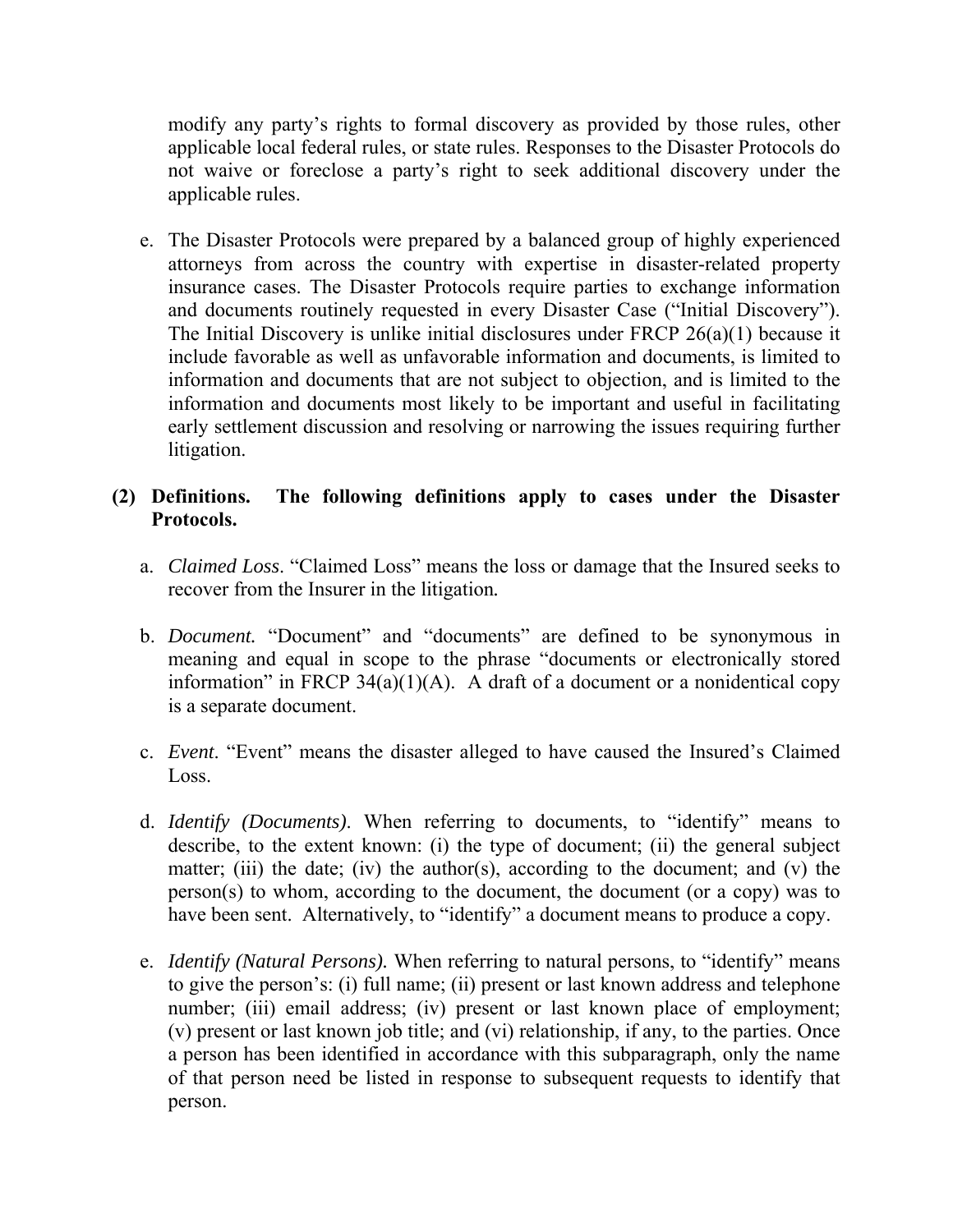modify any party's rights to formal discovery as provided by those rules, other applicable local federal rules, or state rules. Responses to the Disaster Protocols do not waive or foreclose a party's right to seek additional discovery under the applicable rules.

e. The Disaster Protocols were prepared by a balanced group of highly experienced attorneys from across the country with expertise in disaster-related property insurance cases. The Disaster Protocols require parties to exchange information and documents routinely requested in every Disaster Case ("Initial Discovery"). The Initial Discovery is unlike initial disclosures under FRCP 26(a)(1) because it include favorable as well as unfavorable information and documents, is limited to information and documents that are not subject to objection, and is limited to the information and documents most likely to be important and useful in facilitating early settlement discussion and resolving or narrowing the issues requiring further litigation.

**(2) Definitions. The following definitions apply to cases under the Disaster Protocols.**

a. *Claimed Loss*. "Claimed Loss" means the loss or damage that the Insured seeks to recover from the Insurer in the litigation.

b. *Document.* "Document" and "documents" are defined to be synonymous in meaning and equal in scope to the phrase "documents or electronically stored information" in FRCP 34(a)(1)(A). A draft of a document or a nonidentical copy is a separate document.

c. *Event*. "Event" means the disaster alleged to have caused the Insured's Claimed Loss.

d. *Identify (Documents)*. When referring to documents, to "identify" means to describe, to the extent known: (i) the type of document; (ii) the general subject matter; (iii) the date; (iv) the author(s), according to the document; and (v) the person(s) to whom, according to the document, the document (or a copy) was to have been sent. Alternatively, to "identify" a document means to produce a copy.

e. *Identify (Natural Persons).* When referring to natural persons, to "identify" means to give the person's: (i) full name; (ii) present or last known address and telephone number; (iii) email address; (iv) present or last known place of employment; (v) present or last known job title; and (vi) relationship, if any, to the parties. Once a person has been identified in accordance with this subparagraph, only the name of that person need be listed in response to subsequent requests to identify that person.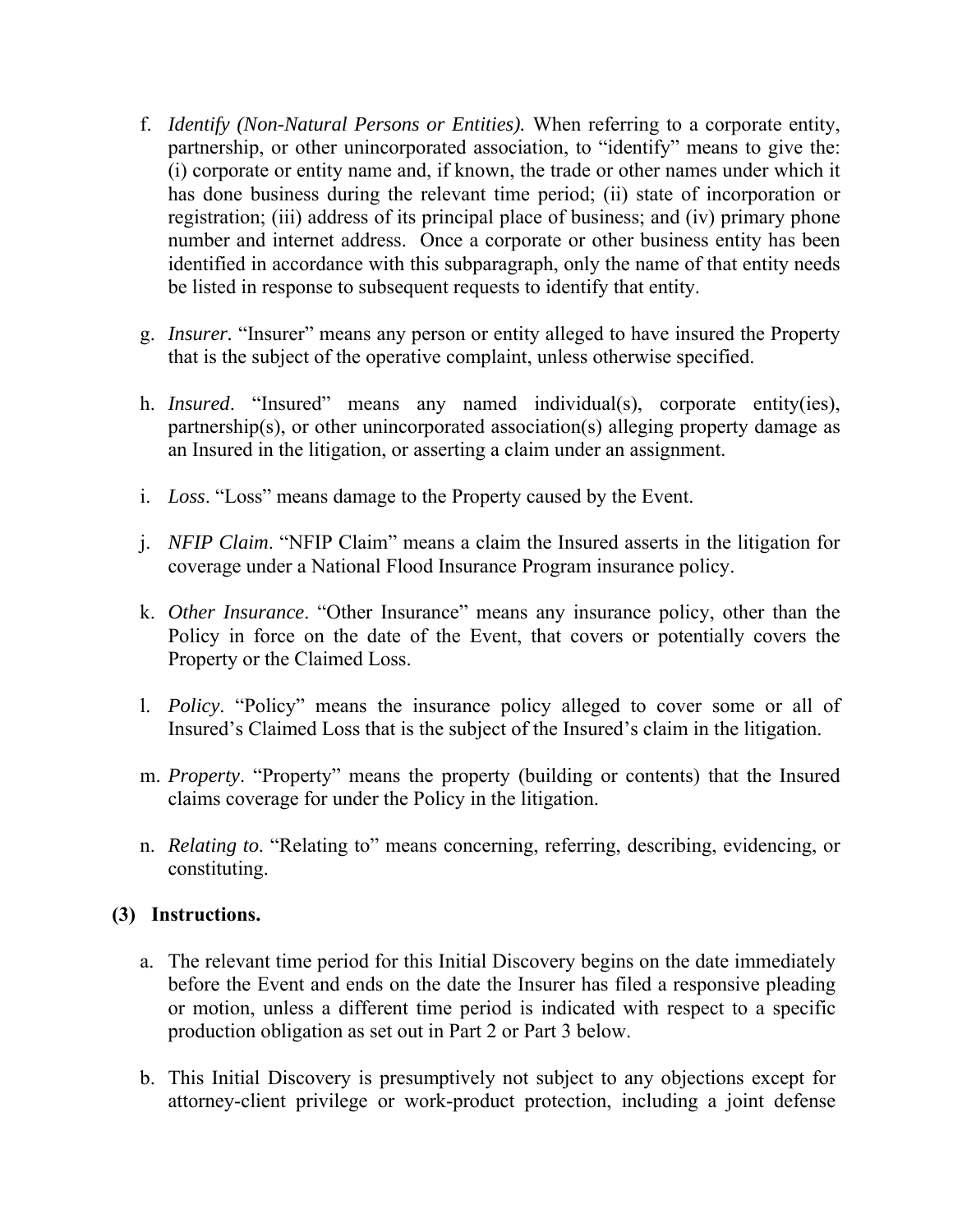f. *Identify (Non-Natural Persons or Entities).* When referring to a corporate entity, partnership, or other unincorporated association, to "identify" means to give the: (i) corporate or entity name and, if known, the trade or other names under which it has done business during the relevant time period; (ii) state of incorporation or registration; (iii) address of its principal place of business; and (iv) primary phone number and internet address. Once a corporate or other business entity has been identified in accordance with this subparagraph, only the name of that entity needs be listed in response to subsequent requests to identify that entity.

g. *Insurer.* "Insurer" means any person or entity alleged to have insured the Property that is the subject of the operative complaint, unless otherwise specified.

h. *Insured*. "Insured" means any named individual(s), corporate entity(ies), partnership(s), or other unincorporated association(s) alleging property damage as an Insured in the litigation, or asserting a claim under an assignment.

i. *Loss*. "Loss" means damage to the Property caused by the Event.

j. *NFIP Claim*. "NFIP Claim" means a claim the Insured asserts in the litigation for coverage under a National Flood Insurance Program insurance policy.

k. *Other Insurance*. "Other Insurance" means any insurance policy, other than the Policy in force on the date of the Event, that covers or potentially covers the Property or the Claimed Loss.

l. *Policy*. "Policy" means the insurance policy alleged to cover some or all of Insured's Claimed Loss that is the subject of the Insured's claim in the litigation.

m. *Property*. "Property" means the property (building or contents) that the Insured claims coverage for under the Policy in the litigation.

n. *Relating to*. "Relating to" means concerning, referring, describing, evidencing, or constituting.

**(3) Instructions.**

a. The relevant time period for this Initial Discovery begins on the date immediately before the Event and ends on the date the Insurer has filed a responsive pleading or motion, unless a different time period is indicated with respect to a specific production obligation as set out in Part 2 or Part 3 below.

b. This Initial Discovery is presumptively not subject to any objections except for attorney-client privilege or work-product protection, including a joint defense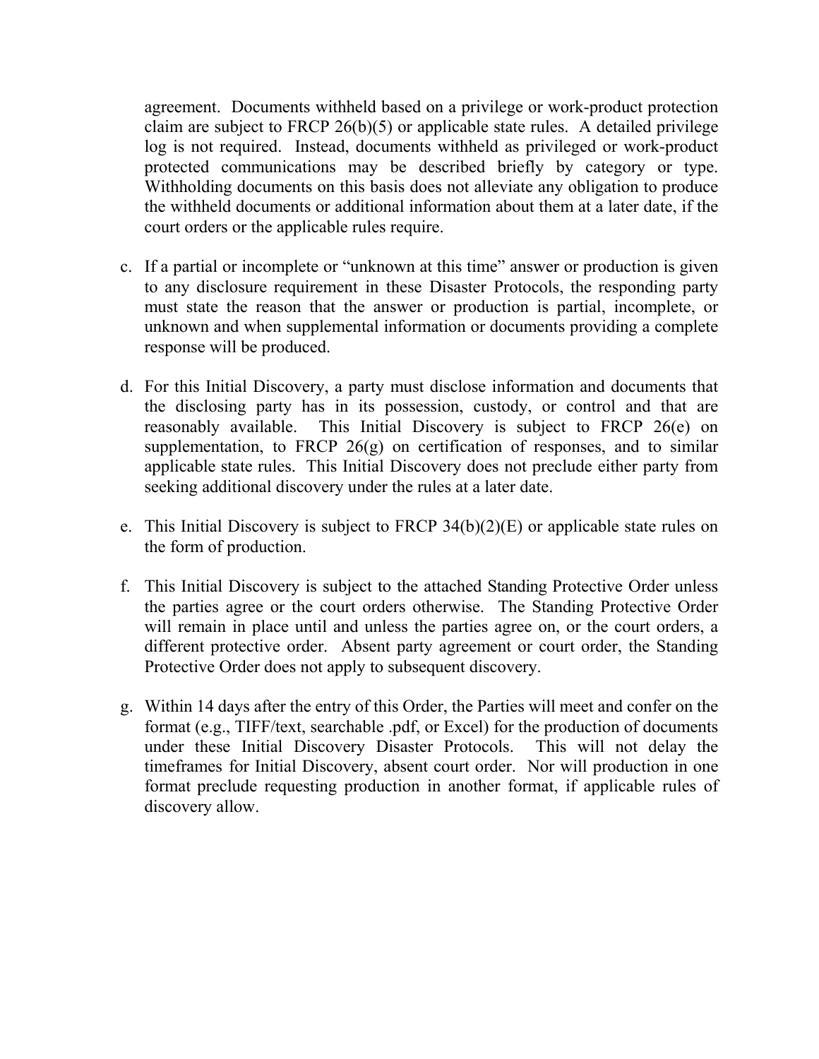agreement. Documents withheld based on a privilege or work-product protection claim are subject to FRCP 26(b)(5) or applicable state rules. A detailed privilege log is not required. Instead, documents withheld as privileged or work-product protected communications may be described briefly by category or type. Withholding documents on this basis does not alleviate any obligation to produce the withheld documents or additional information about them at a later date, if the court orders or the applicable rules require.

c. If a partial or incomplete or "unknown at this time" answer or production is given to any disclosure requirement in these Disaster Protocols, the responding party must state the reason that the answer or production is partial, incomplete, or unknown and when supplemental information or documents providing a complete response will be produced.

d. For this Initial Discovery, a party must disclose information and documents that the disclosing party has in its possession, custody, or control and that are reasonably available. This Initial Discovery is subject to FRCP 26(e) on supplementation, to FRCP 26(g) on certification of responses, and to similar applicable state rules. This Initial Discovery does not preclude either party from seeking additional discovery under the rules at a later date.

e. This Initial Discovery is subject to FRCP 34(b)(2)(E) or applicable state rules on the form of production.

f. This Initial Discovery is subject to the attached Standing Protective Order unless the parties agree or the court orders otherwise. The Standing Protective Order will remain in place until and unless the parties agree on, or the court orders, a different protective order. Absent party agreement or court order, the Standing Protective Order does not apply to subsequent discovery.

g. Within 14 days after the entry of this Order, the Parties will meet and confer on the format (e.g., TIFF/text, searchable .pdf, or Excel) for the production of documents under these Initial Discovery Disaster Protocols. This will not delay the timeframes for Initial Discovery, absent court order. Nor will production in one format preclude requesting production in another format, if applicable rules of discovery allow.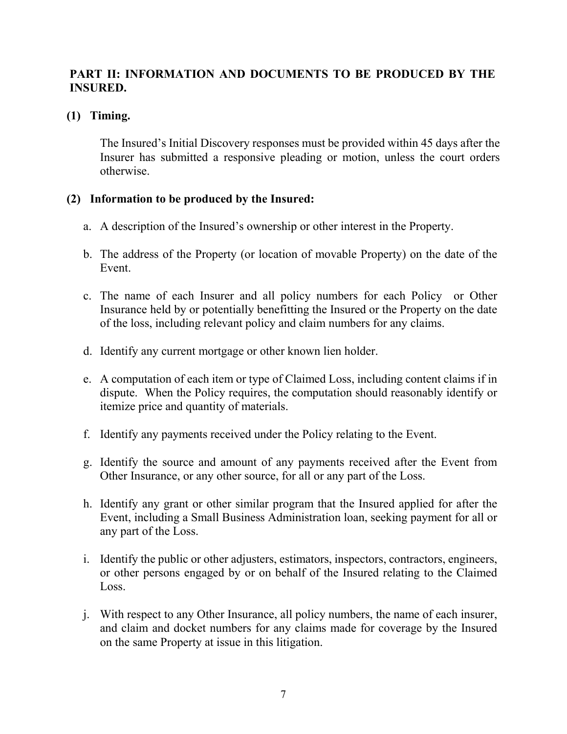**PART II: INFORMATION AND DOCUMENTS TO BE PRODUCED BY THE INSURED.**

**(1) Timing.**

The Insured's Initial Discovery responses must be provided within 45 days after the Insurer has submitted a responsive pleading or motion, unless the court orders otherwise.

**(2) Information to be produced by the Insured:**

a. A description of the Insured's ownership or other interest in the Property.

b. The address of the Property (or location of movable Property) on the date of the Event.

c. The name of each Insurer and all policy numbers for each Policy or Other Insurance held by or potentially benefitting the Insured or the Property on the date of the loss, including relevant policy and claim numbers for any claims.

d. Identify any current mortgage or other known lien holder.

e. A computation of each item or type of Claimed Loss, including content claims if in dispute. When the Policy requires, the computation should reasonably identify or itemize price and quantity of materials.

f. Identify any payments received under the Policy relating to the Event.

g. Identify the source and amount of any payments received after the Event from Other Insurance, or any other source, for all or any part of the Loss.

h. Identify any grant or other similar program that the Insured applied for after the Event, including a Small Business Administration loan, seeking payment for all or any part of the Loss.

i. Identify the public or other adjusters, estimators, inspectors, contractors, engineers, or other persons engaged by or on behalf of the Insured relating to the Claimed Loss.

j. With respect to any Other Insurance, all policy numbers, the name of each insurer, and claim and docket numbers for any claims made for coverage by the Insured on the same Property at issue in this litigation.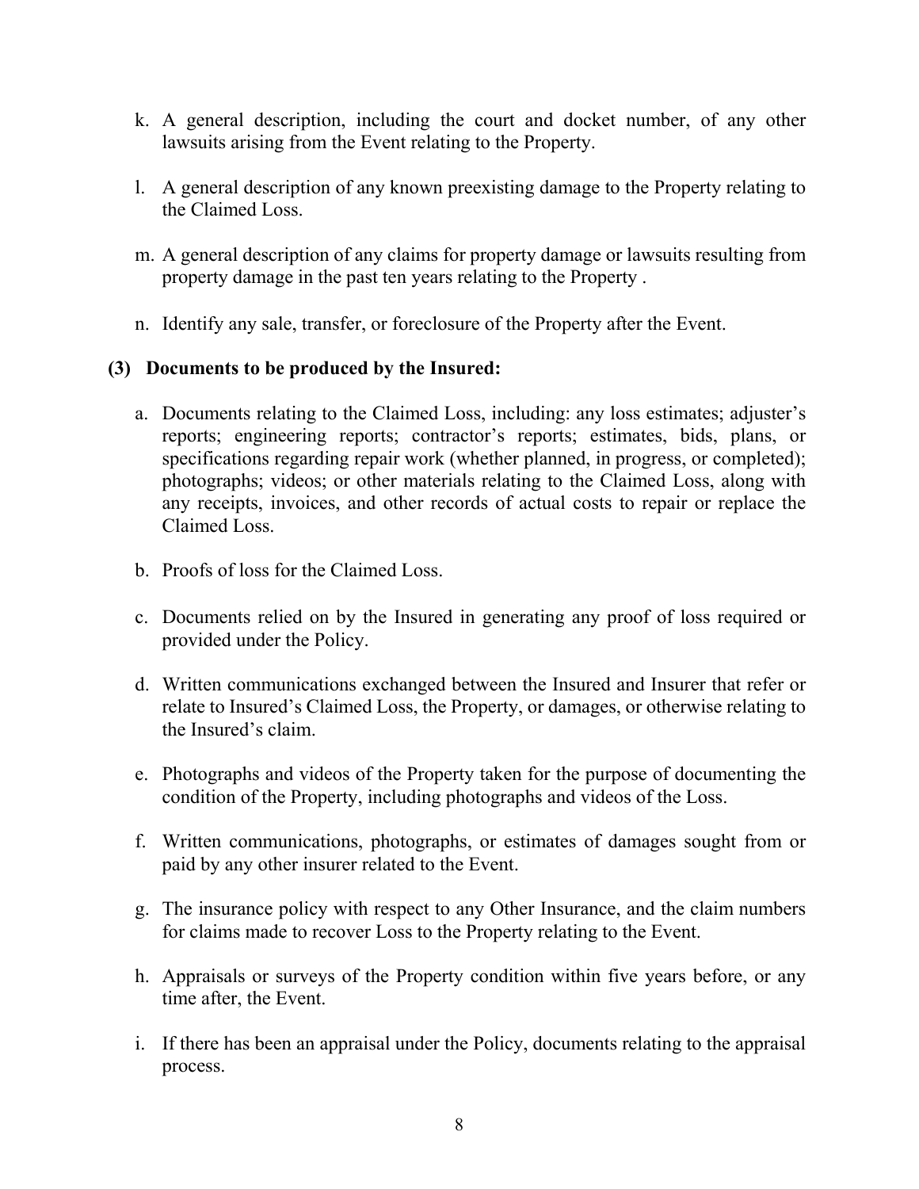k. A general description, including the court and docket number, of any other lawsuits arising from the Event relating to the Property.

l. A general description of any known preexisting damage to the Property relating to the Claimed Loss.

m. A general description of any claims for property damage or lawsuits resulting from property damage in the past ten years relating to the Property .

n. Identify any sale, transfer, or foreclosure of the Property after the Event.

**(3) Documents to be produced by the Insured:**

a. Documents relating to the Claimed Loss, including: any loss estimates; adjuster's reports; engineering reports; contractor's reports; estimates, bids, plans, or specifications regarding repair work (whether planned, in progress, or completed); photographs; videos; or other materials relating to the Claimed Loss, along with any receipts, invoices, and other records of actual costs to repair or replace the Claimed Loss.

b. Proofs of loss for the Claimed Loss.

c. Documents relied on by the Insured in generating any proof of loss required or provided under the Policy.

d. Written communications exchanged between the Insured and Insurer that refer or relate to Insured's Claimed Loss, the Property, or damages, or otherwise relating to the Insured's claim.

e. Photographs and videos of the Property taken for the purpose of documenting the condition of the Property, including photographs and videos of the Loss.

f. Written communications, photographs, or estimates of damages sought from or paid by any other insurer related to the Event.

g. The insurance policy with respect to any Other Insurance, and the claim numbers for claims made to recover Loss to the Property relating to the Event.

h. Appraisals or surveys of the Property condition within five years before, or any time after, the Event.

i. If there has been an appraisal under the Policy, documents relating to the appraisal process.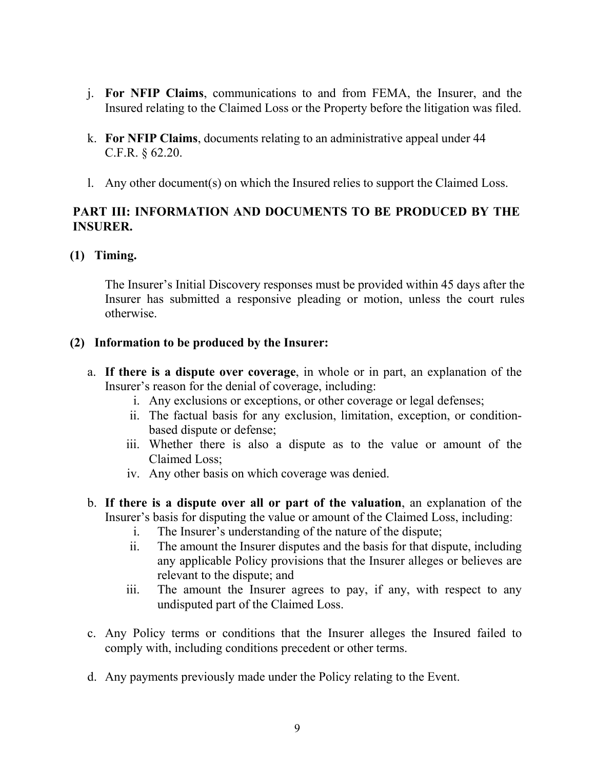j. **For NFIP Claims**, communications to and from FEMA, the Insurer, and the Insured relating to the Claimed Loss or the Property before the litigation was filed.

k. **For NFIP Claims**, documents relating to an administrative appeal under 44 C.F.R. § 62.20.

l. Any other document(s) on which the Insured relies to support the Claimed Loss.

## PART III: INFORMATION AND DOCUMENTS TO BE PRODUCED BY THE INSURER.

### (1) Timing.

The Insurer's Initial Discovery responses must be provided within 45 days after the Insurer has submitted a responsive pleading or motion, unless the court rules otherwise.

### (2) Information to be produced by the Insurer:

a. **If there is a dispute over coverage**, in whole or in part, an explanation of the Insurer's reason for the denial of coverage, including:
   i. Any exclusions or exceptions, or other coverage or legal defenses;
   ii. The factual basis for any exclusion, limitation, exception, or condition-based dispute or defense;
   iii. Whether there is also a dispute as to the value or amount of the Claimed Loss;
   iv. Any other basis on which coverage was denied.

b. **If there is a dispute over all or part of the valuation**, an explanation of the Insurer's basis for disputing the value or amount of the Claimed Loss, including:
   i. The Insurer's understanding of the nature of the dispute;
   ii. The amount the Insurer disputes and the basis for that dispute, including any applicable Policy provisions that the Insurer alleges or believes are relevant to the dispute; and
   iii. The amount the Insurer agrees to pay, if any, with respect to any undisputed part of the Claimed Loss.

c. Any Policy terms or conditions that the Insurer alleges the Insured failed to comply with, including conditions precedent or other terms.

d. Any payments previously made under the Policy relating to the Event.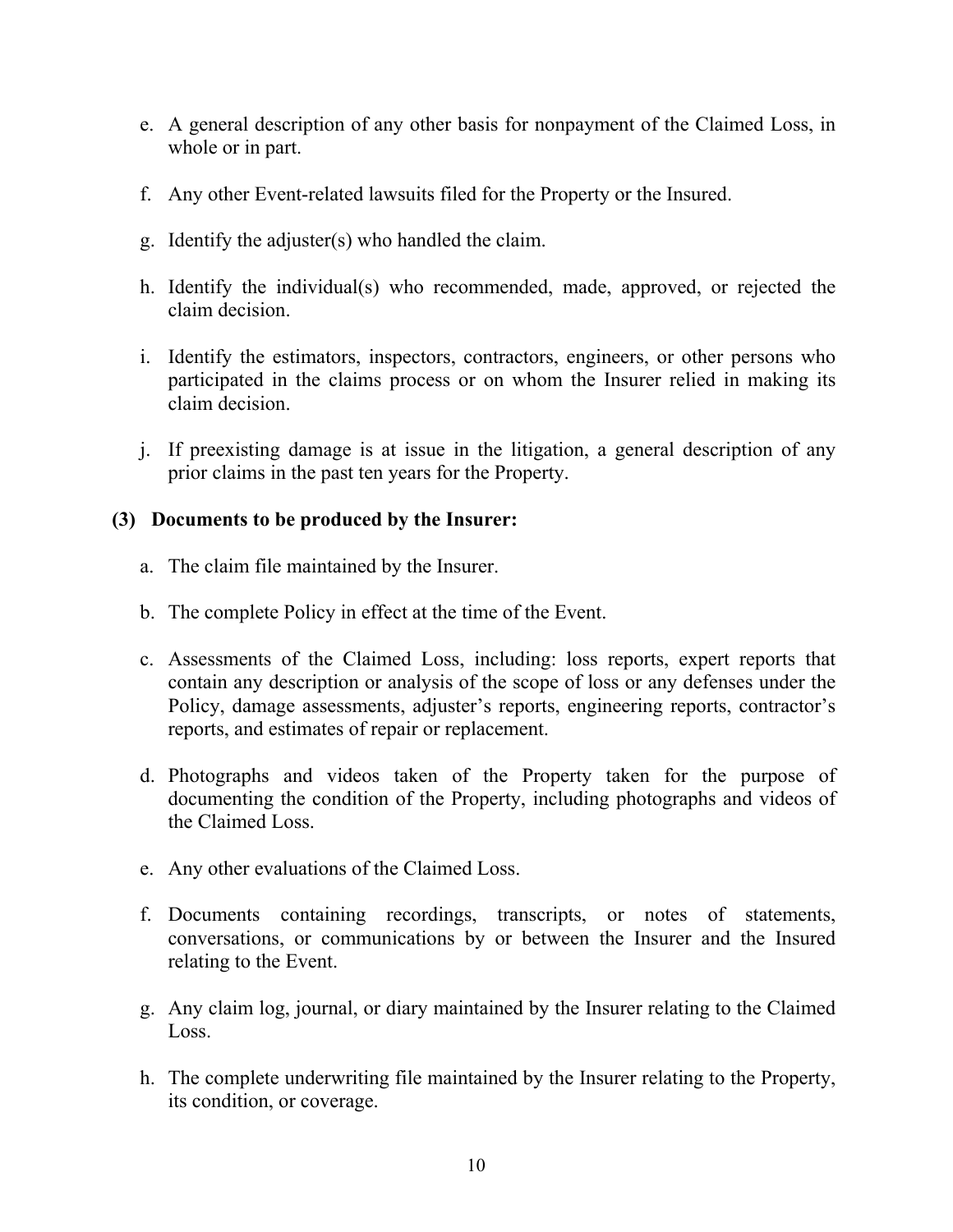e. A general description of any other basis for nonpayment of the Claimed Loss, in whole or in part.

f. Any other Event-related lawsuits filed for the Property or the Insured.

g. Identify the adjuster(s) who handled the claim.

h. Identify the individual(s) who recommended, made, approved, or rejected the claim decision.

i. Identify the estimators, inspectors, contractors, engineers, or other persons who participated in the claims process or on whom the Insurer relied in making its claim decision.

j. If preexisting damage is at issue in the litigation, a general description of any prior claims in the past ten years for the Property.

**(3) Documents to be produced by the Insurer:**

a. The claim file maintained by the Insurer.

b. The complete Policy in effect at the time of the Event.

c. Assessments of the Claimed Loss, including: loss reports, expert reports that contain any description or analysis of the scope of loss or any defenses under the Policy, damage assessments, adjuster's reports, engineering reports, contractor's reports, and estimates of repair or replacement.

d. Photographs and videos taken of the Property taken for the purpose of documenting the condition of the Property, including photographs and videos of the Claimed Loss.

e. Any other evaluations of the Claimed Loss.

f. Documents containing recordings, transcripts, or notes of statements, conversations, or communications by or between the Insurer and the Insured relating to the Event.

g. Any claim log, journal, or diary maintained by the Insurer relating to the Claimed Loss.

h. The complete underwriting file maintained by the Insurer relating to the Property, its condition, or coverage.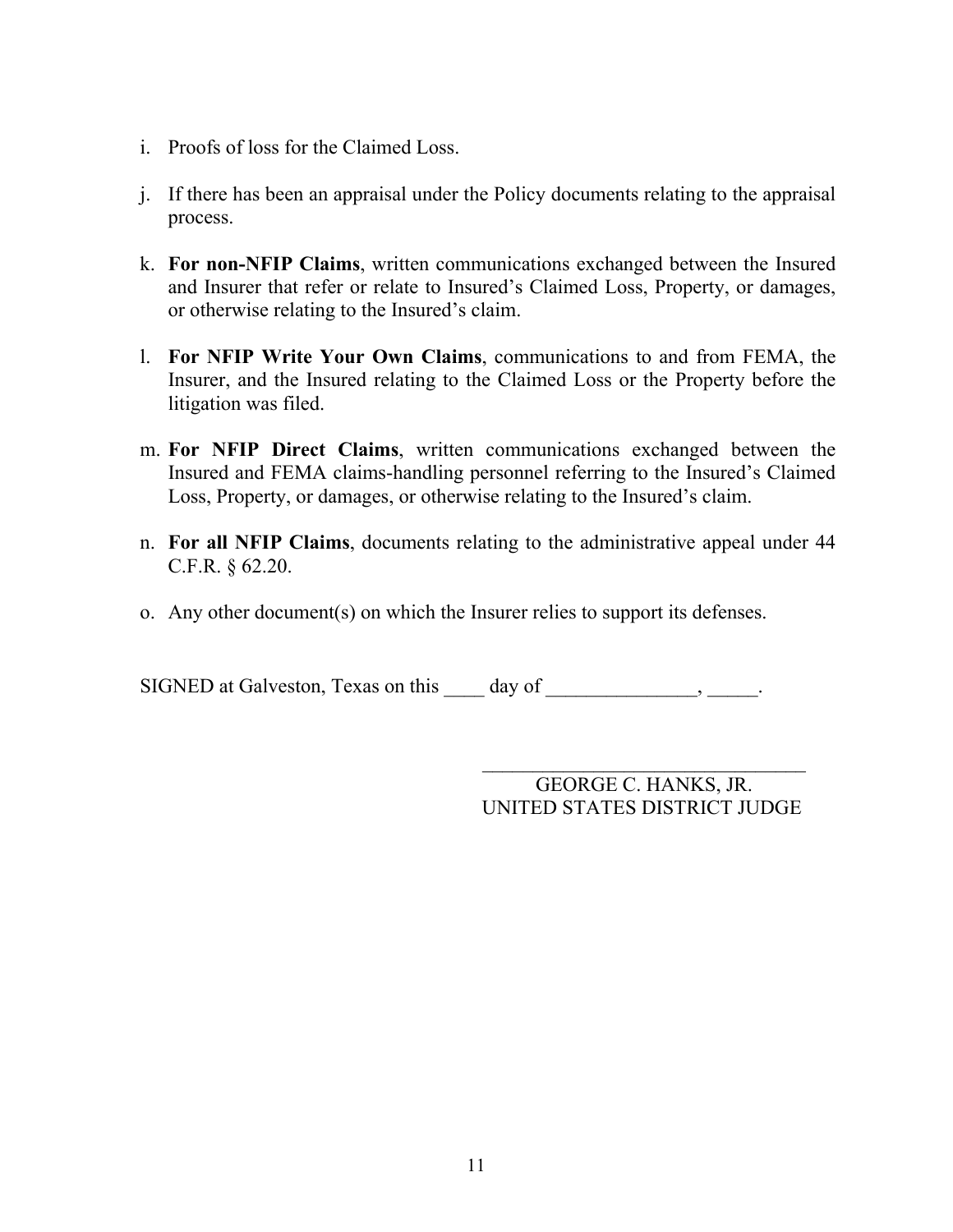i. Proofs of loss for the Claimed Loss.

j. If there has been an appraisal under the Policy documents relating to the appraisal process.

k. **For non-NFIP Claims**, written communications exchanged between the Insured and Insurer that refer or relate to Insured's Claimed Loss, Property, or damages, or otherwise relating to the Insured's claim.

l. **For NFIP Write Your Own Claims**, communications to and from FEMA, the Insurer, and the Insured relating to the Claimed Loss or the Property before the litigation was filed.

m. **For NFIP Direct Claims**, written communications exchanged between the Insured and FEMA claims-handling personnel referring to the Insured's Claimed Loss, Property, or damages, or otherwise relating to the Insured's claim.

n. **For all NFIP Claims**, documents relating to the administrative appeal under 44 C.F.R. § 62.20.

o. Any other document(s) on which the Insurer relies to support its defenses.

SIGNED at Galveston, Texas on this ____ day of _______________, _____.

\_\_\_\_\_\_\_\_\_\_\_\_\_\_\_\_\_\_\_\_\_\_\_\_\_\_\_\_\_\_\_\_\_\_

GEORGE C. HANKS, JR.
UNITED STATES DISTRICT JUDGE